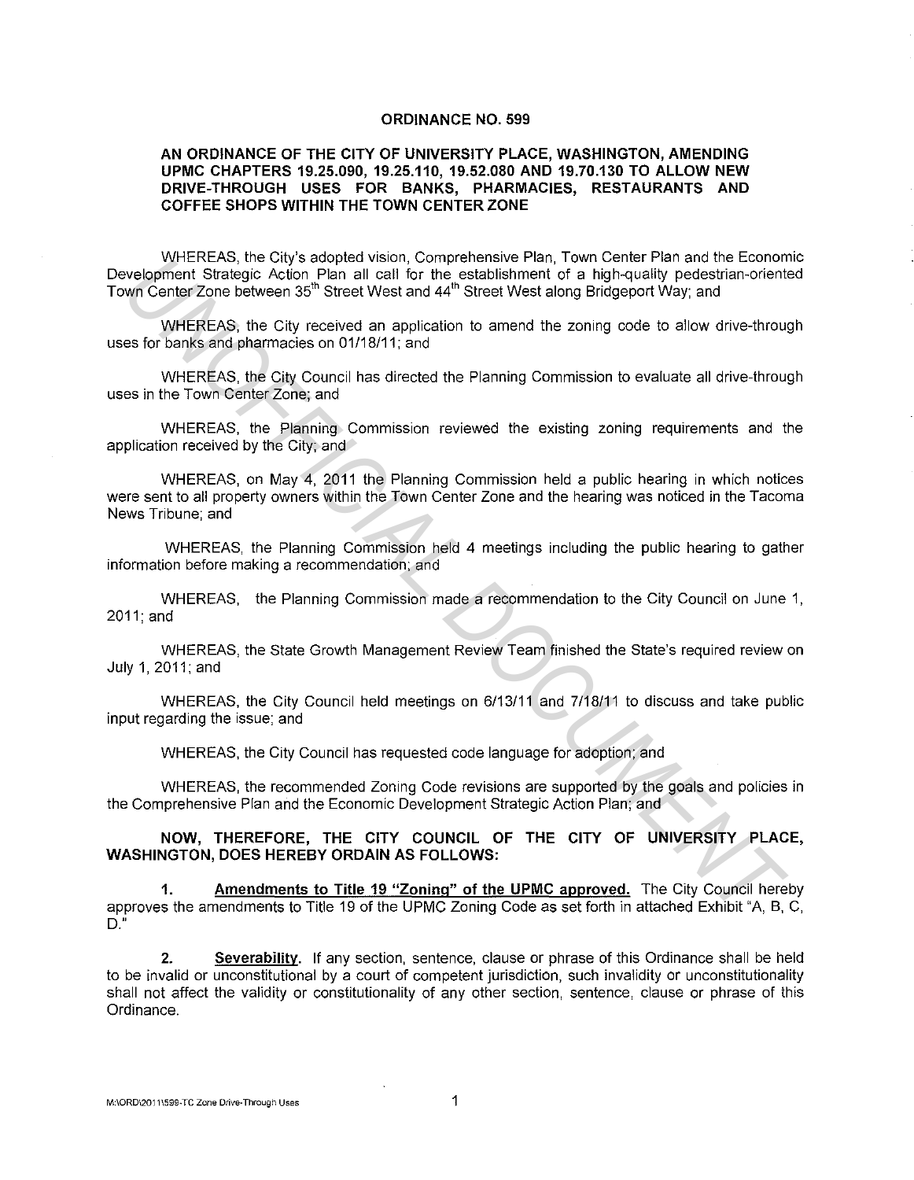# ORDINANCE NO. 599

## AN ORDINANCE OF THE CITY OF UNIVERSITY PLACE, WASHINGTON, AMENDING UPMC CHAPTERS 19.25.090, 19.25.110, 19.52.080 AND 19.70.130 TO ALLOW NEW DRIVE-THROUGH USES FOR BANKS, PHARMACIES, RESTAURANTS AND COFFEE SHOPS WITHIN THE TOWN CENTER ZONE

WHEREAS, the City's adopted vision, Comprehensive Plan, Town Center Plan and the Economic Development Strategic Action Plan all call for the establishment of a high-quality pedestrian-oriented Town Center Zone between 35th Street West and 44th Street West along Bridgeport Way; and

WHEREAS, the City received an application to amend the zoning code to allow drive-through uses for banks and pharmacies on 01/18/11; and

WHEREAS, the City Council has directed the Planning Commission to evaluate all drive-through uses in the Town Center Zone; and

WHEREAS, the Planning Commission reviewed the existing zoning requirements and the application received by the City; and

WHEREAS, on May 4, 2011 the Planning Commission held a public hearing in which notices were sent to all property owners within the Town Center Zone and the hearing was noticed in the Tacoma News Tribune; and

WHEREAS, the Planning Commission held 4 meetings including the public hearing to gather information before making a recommendation; and

WHEREAS, the Planning Commission made a recommendation to the City Council on June 1, 2011; and

WHEREAS, the State Growth Management Review Team finished the State's required review on July 1, 2011; and

WHEREAS, the City Council held meetings on 6/13/11 and 7/18/11 to discuss and take public input regarding the issue; and

WHEREAS, the City Council has requested code language for adoption; and

WHEREAS, the recommended Zoning Code revisions are supported by the goals and policies in the Comprehensive Plan and the Economic Development Strategic Action Plan; and

**NOW, THEREFORE, THE CITY COUNCIL OF THE CITY OF UNIVERSITY PLACE, WASHINGTON, DOES HEREBY ORDAIN AS FOLLOWS:**

**1. Amendments to Title 19 "Zoning" of the UPMC approved.** The City Council hereby approves the amendments to Title 19 of the UPMC Zoning Code as set forth in attached Exhibit "A, B, C, D."

**2. Severability.** If any section, sentence, clause or phrase of this Ordinance shall be held to be invalid or unconstitutional by a court of competent jurisdiction, such invalidity or unconstitutionality shall not affect the validity or constitutionality of any other section, sentence, clause or phrase of this Ordinance.

M:\ORD\2011\599-TC Zone Drive-Through Uses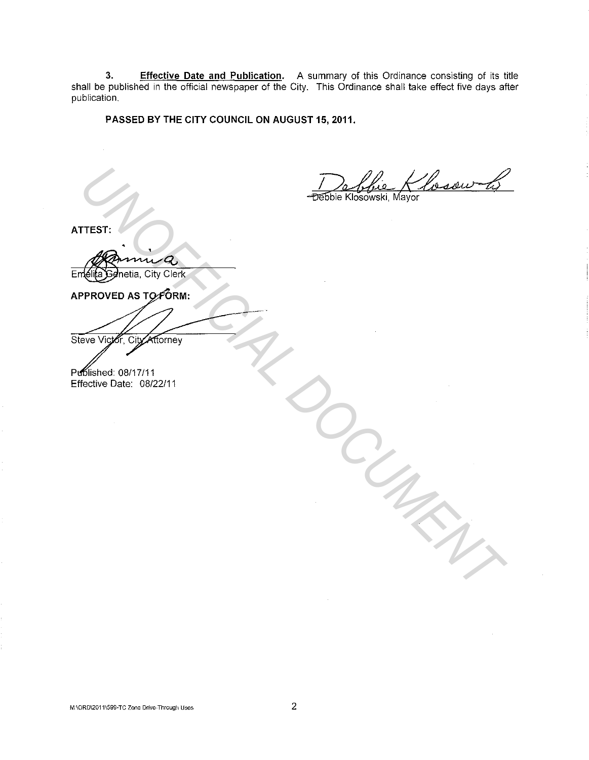3. **Effective Date and Publication.** A summary of this Ordinance consisting of its title shall be published in the official newspaper of the City. This Ordinance shall take effect five days after publication.

**PASSED BY THE CITY COUNCIL ON AUGUST 15, 2011.**

Debbie Klosowski, Mayor

**ATTEST:**

Emelita Genetia, City Clerk

**APPROVED AS TO FORM:**

Steve Victor, City Attorney

Published: 08/17/11
Effective Date: 08/22/11

M:\ORD\2011\599-TC Zone Drive-Through Uses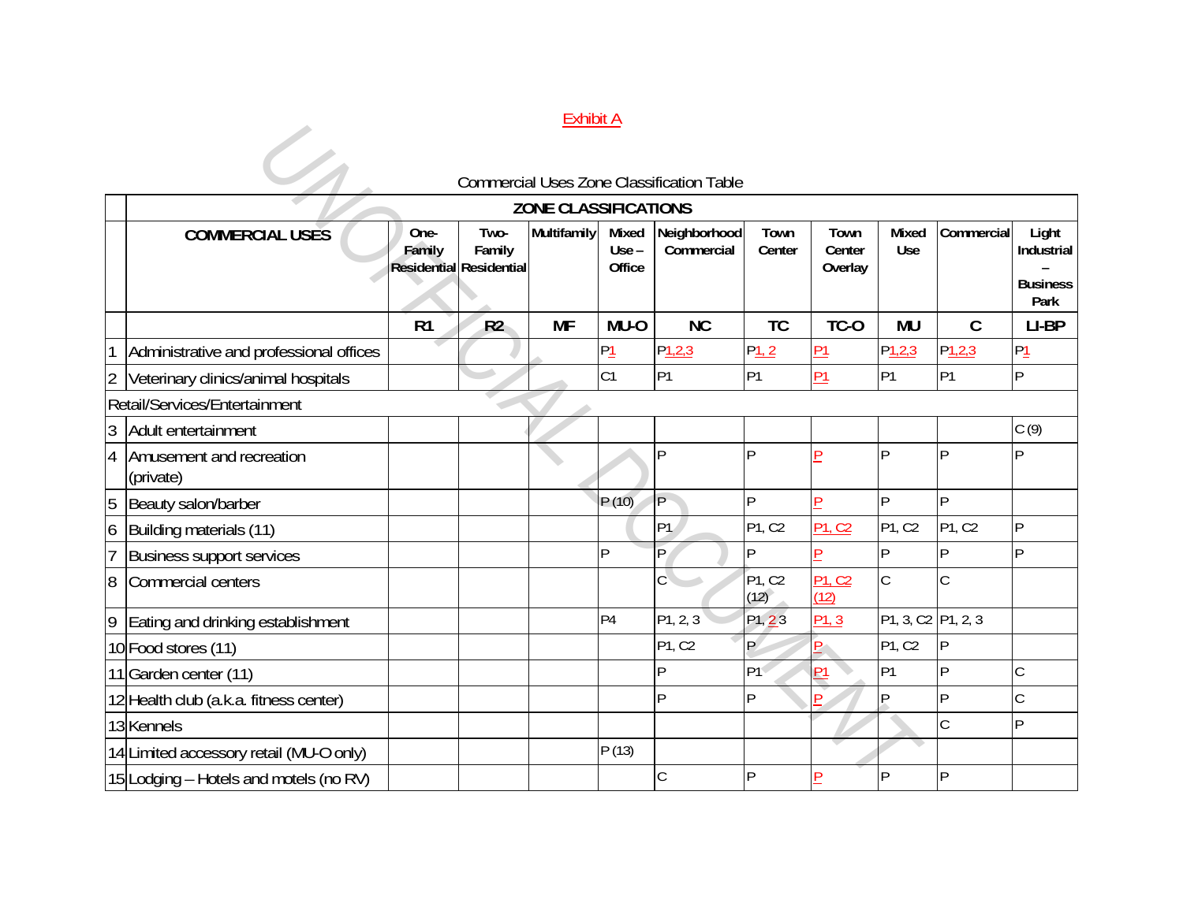Exhibit A

Commercial Uses Zone Classification Table

| | ZONE CLASSIFICATIONS | | | | | | | | | | |
|---|---|---|---|---|---|---|---|---|---|---|---|
| | COMMERCIAL USES | One-Family Residential | Two-Family Residential | Multifamily | Mixed Use – Office | Neighborhood Commercial | Town Center | Town Center Overlay | Mixed Use | Commercial | Light Industrial – Business Park |
| | | R1 | R2 | MF | MU-O | NC | TC | TC-O | MU | C | LI-BP |
| 1 | Administrative and professional offices | | | | P1 | P1,2,3 | P1, 2 | P1 | P1,2,3 | P1,2,3 | P1 |
| 2 | Veterinary clinics/animal hospitals | | | | C1 | P1 | P1 | P1 | P1 | P1 | P |
| Retail/Services/Entertainment | | | | | | | | | | | |
| 3 | Adult entertainment | | | | | | | | | | C (9) |
| 4 | Amusement and recreation (private) | | | | | P | P | P | P | P | P |
| 5 | Beauty salon/barber | | | | P (10) | P | P | P | P | P | |
| 6 | Building materials (11) | | | | | P1 | P1, C2 | P1, C2 | P1, C2 | P1, C2 | P |
| 7 | Business support services | | | | P | P | P | P | P | P | P |
| 8 | Commercial centers | | | | | C | P1, C2 (12) | P1, C2 (12) | C | C | |
| 9 | Eating and drinking establishment | | | | P4 | P1, 2, 3 | P1, 2 3 | P1, 3 | P1, 3, C2 | P1, 2, 3 | |
| 10 | Food stores (11) | | | | | P1, C2 | P | P | P1, C2 | P | |
| 11 | Garden center (11) | | | | | P | P1 | P1 | P1 | P | C |
| 12 | Health club (a.k.a. fitness center) | | | | | P | P | P | P | P | C |
| 13 | Kennels | | | | | | | | | C | P |
| 14 | Limited accessory retail (MU-O only) | | | | P (13) | | | | | | |
| 15 | Lodging – Hotels and motels (no RV) | | | | | C | P | P | P | P | |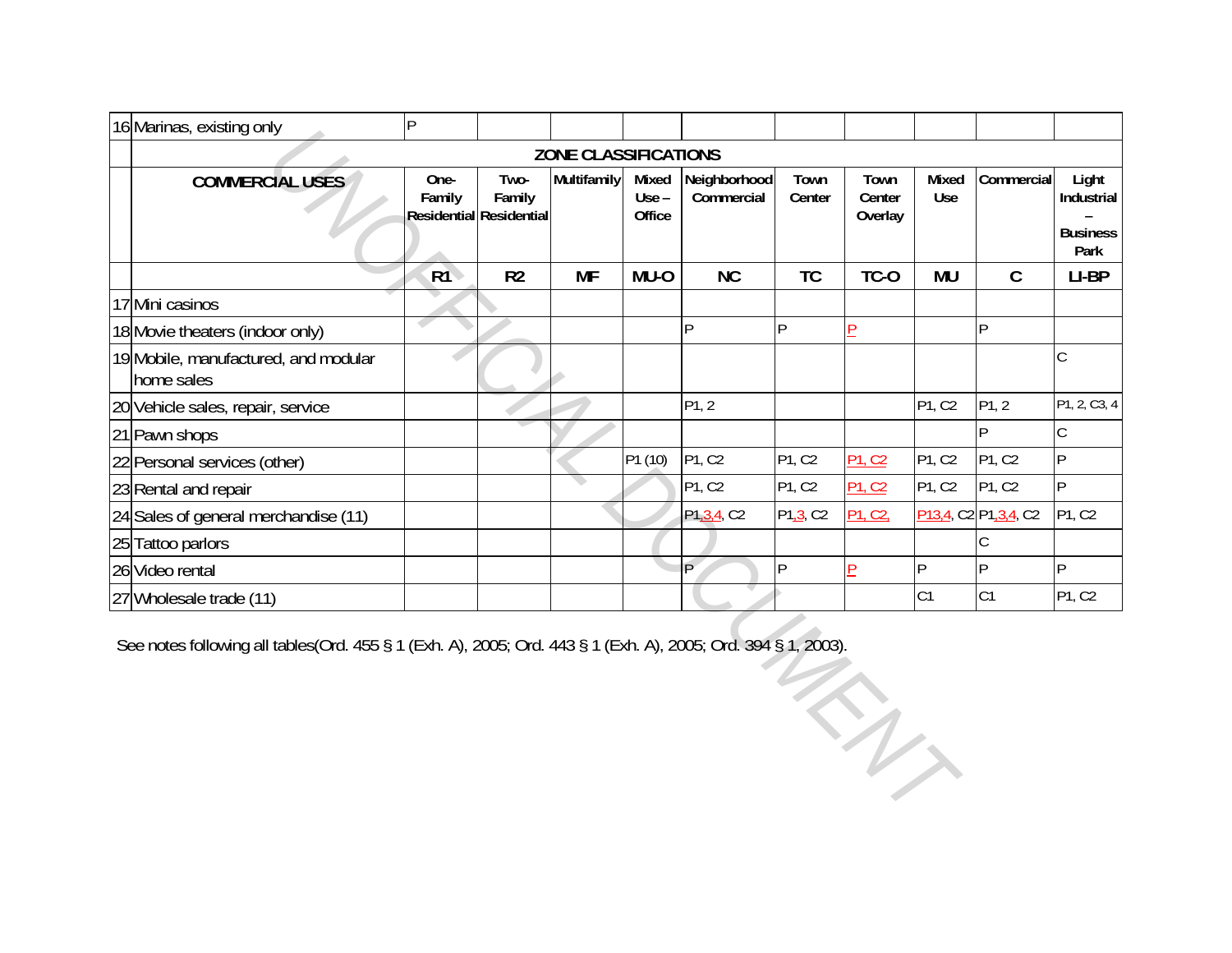| | | R1 | R2 | MF | MU-O | NC | TC | TC-O | MU | C | LI-BP |
|---|---|---|---|---|---|---|---|---|---|---|---|
| 16 | Marinas, existing only | P | | | | | | | | | |
| | ZONE CLASSIFICATIONS | | | | | | | | | | |
| | **COMMERCIAL USES** | **One-Family Residential** | **Two-Family Residential** | **Multifamily** | **Mixed Use – Office** | **Neighborhood Commercial** | **Town Center** | **Town Center Overlay** | **Mixed Use** | **Commercial** | **Light Industrial – Business Park** |
| | | **R1** | **R2** | **MF** | **MU-O** | **NC** | **TC** | **TC-O** | **MU** | **C** | **LI-BP** |
| 17 | Mini casinos | | | | | | | | | | |
| 18 | Movie theaters (indoor only) | | | | | P | P | P | | P | |
| 19 | Mobile, manufactured, and modular home sales | | | | | | | | | | C |
| 20 | Vehicle sales, repair, service | | | | | P1, 2 | | | P1, C2 | P1, 2 | P1, 2, C3, 4 |
| 21 | Pawn shops | | | | | | | | | P | C |
| 22 | Personal services (other) | | | | P1 (10) | P1, C2 | P1, C2 | P1, C2 | P1, C2 | P1, C2 | P |
| 23 | Rental and repair | | | | | P1, C2 | P1, C2 | P1, C2 | P1, C2 | P1, C2 | P |
| 24 | Sales of general merchandise (11) | | | | | P1,3,4, C2 | P1,3, C2 | P1, C2, | P13,4, C2 | P1,3,4, C2 | P1, C2 |
| 25 | Tattoo parlors | | | | | | | | | C | |
| 26 | Video rental | | | | | P | P | P | P | P | P |
| 27 | Wholesale trade (11) | | | | | | | | C1 | C1 | P1, C2 |

See notes following all tables(Ord. 455 § 1 (Exh. A), 2005; Ord. 443 § 1 (Exh. A), 2005; Ord. 394 § 1, 2003).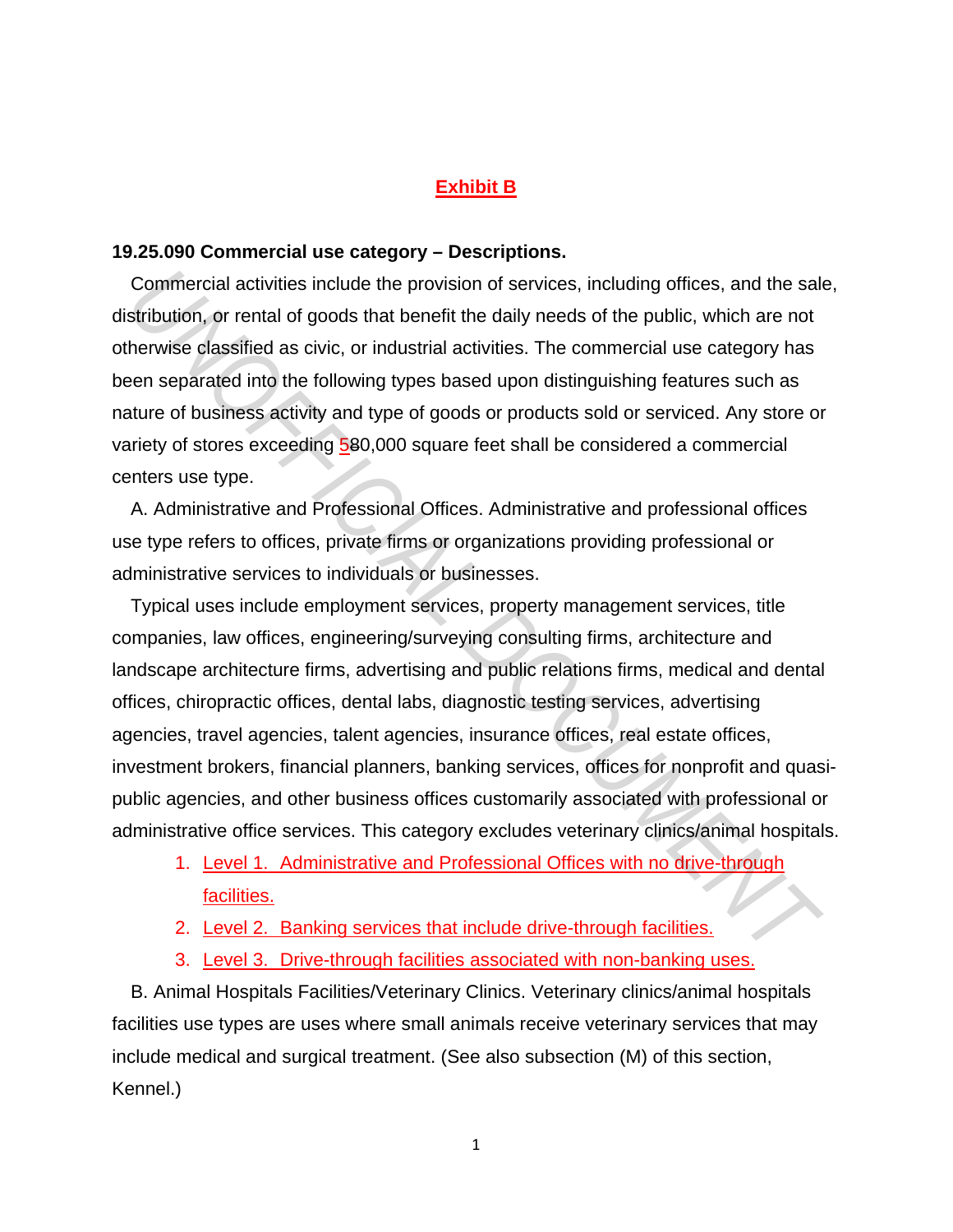**Exhibit B**

**19.25.090 Commercial use category – Descriptions.**

Commercial activities include the provision of services, including offices, and the sale, distribution, or rental of goods that benefit the daily needs of the public, which are not otherwise classified as civic, or industrial activities. The commercial use category has been separated into the following types based upon distinguishing features such as nature of business activity and type of goods or products sold or serviced. Any store or variety of stores exceeding 5~~8~~0,000 square feet shall be considered a commercial centers use type.

A. Administrative and Professional Offices. Administrative and professional offices use type refers to offices, private firms or organizations providing professional or administrative services to individuals or businesses.

Typical uses include employment services, property management services, title companies, law offices, engineering/surveying consulting firms, architecture and landscape architecture firms, advertising and public relations firms, medical and dental offices, chiropractic offices, dental labs, diagnostic testing services, advertising agencies, travel agencies, talent agencies, insurance offices, real estate offices, investment brokers, financial planners, banking services, offices for nonprofit and quasi-public agencies, and other business offices customarily associated with professional or administrative office services. This category excludes veterinary clinics/animal hospitals.

1. Level 1. Administrative and Professional Offices with no drive-through facilities.
2. Level 2. Banking services that include drive-through facilities.
3. Level 3. Drive-through facilities associated with non-banking uses.

B. Animal Hospitals Facilities/Veterinary Clinics. Veterinary clinics/animal hospitals facilities use types are uses where small animals receive veterinary services that may include medical and surgical treatment. (See also subsection (M) of this section, Kennel.)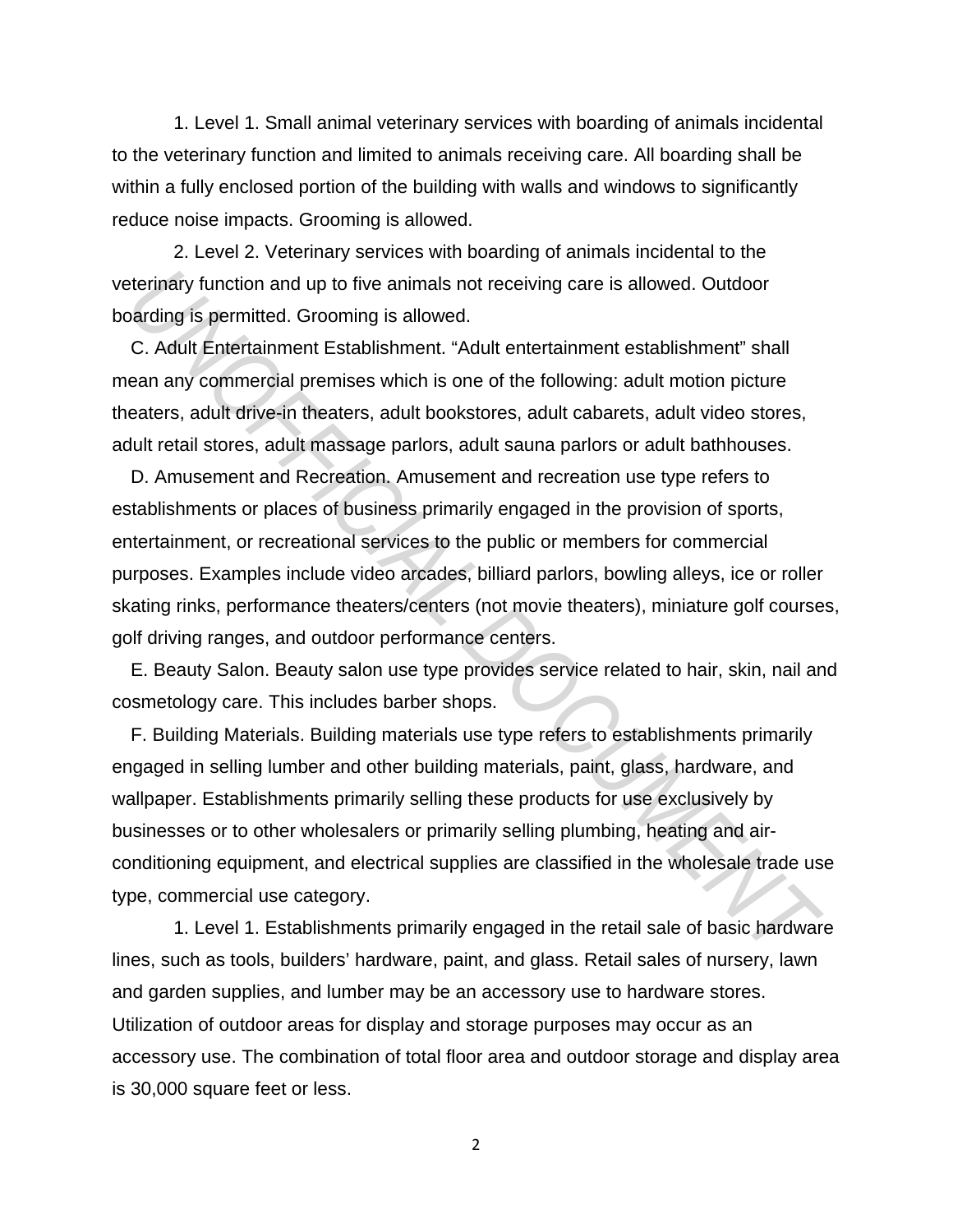1. Level 1. Small animal veterinary services with boarding of animals incidental to the veterinary function and limited to animals receiving care. All boarding shall be within a fully enclosed portion of the building with walls and windows to significantly reduce noise impacts. Grooming is allowed.

2. Level 2. Veterinary services with boarding of animals incidental to the veterinary function and up to five animals not receiving care is allowed. Outdoor boarding is permitted. Grooming is allowed.

C. Adult Entertainment Establishment. “Adult entertainment establishment” shall mean any commercial premises which is one of the following: adult motion picture theaters, adult drive-in theaters, adult bookstores, adult cabarets, adult video stores, adult retail stores, adult massage parlors, adult sauna parlors or adult bathhouses.

D. Amusement and Recreation. Amusement and recreation use type refers to establishments or places of business primarily engaged in the provision of sports, entertainment, or recreational services to the public or members for commercial purposes. Examples include video arcades, billiard parlors, bowling alleys, ice or roller skating rinks, performance theaters/centers (not movie theaters), miniature golf courses, golf driving ranges, and outdoor performance centers.

E. Beauty Salon. Beauty salon use type provides service related to hair, skin, nail and cosmetology care. This includes barber shops.

F. Building Materials. Building materials use type refers to establishments primarily engaged in selling lumber and other building materials, paint, glass, hardware, and wallpaper. Establishments primarily selling these products for use exclusively by businesses or to other wholesalers or primarily selling plumbing, heating and air-conditioning equipment, and electrical supplies are classified in the wholesale trade use type, commercial use category.

1. Level 1. Establishments primarily engaged in the retail sale of basic hardware lines, such as tools, builders’ hardware, paint, and glass. Retail sales of nursery, lawn and garden supplies, and lumber may be an accessory use to hardware stores. Utilization of outdoor areas for display and storage purposes may occur as an accessory use. The combination of total floor area and outdoor storage and display area is 30,000 square feet or less.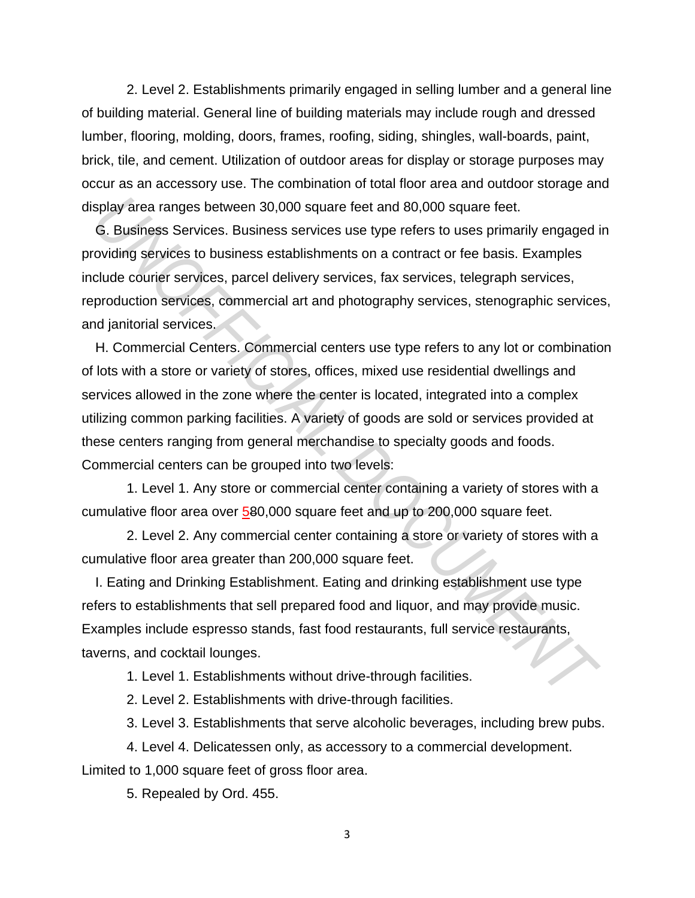2. Level 2. Establishments primarily engaged in selling lumber and a general line of building material. General line of building materials may include rough and dressed lumber, flooring, molding, doors, frames, roofing, siding, shingles, wall-boards, paint, brick, tile, and cement. Utilization of outdoor areas for display or storage purposes may occur as an accessory use. The combination of total floor area and outdoor storage and display area ranges between 30,000 square feet and 80,000 square feet.

G. Business Services. Business services use type refers to uses primarily engaged in providing services to business establishments on a contract or fee basis. Examples include courier services, parcel delivery services, fax services, telegraph services, reproduction services, commercial art and photography services, stenographic services, and janitorial services.

H. Commercial Centers. Commercial centers use type refers to any lot or combination of lots with a store or variety of stores, offices, mixed use residential dwellings and services allowed in the zone where the center is located, integrated into a complex utilizing common parking facilities. A variety of goods are sold or services provided at these centers ranging from general merchandise to specialty goods and foods. Commercial centers can be grouped into two levels:

1. Level 1. Any store or commercial center containing a variety of stores with a cumulative floor area over 5~~8~~0,000 square feet and up to 200,000 square feet.

2. Level 2. Any commercial center containing a store or variety of stores with a cumulative floor area greater than 200,000 square feet.

I. Eating and Drinking Establishment. Eating and drinking establishment use type refers to establishments that sell prepared food and liquor, and may provide music. Examples include espresso stands, fast food restaurants, full service restaurants, taverns, and cocktail lounges.

1. Level 1. Establishments without drive-through facilities.

2. Level 2. Establishments with drive-through facilities.

3. Level 3. Establishments that serve alcoholic beverages, including brew pubs.

4. Level 4. Delicatessen only, as accessory to a commercial development. Limited to 1,000 square feet of gross floor area.

5. Repealed by Ord. 455.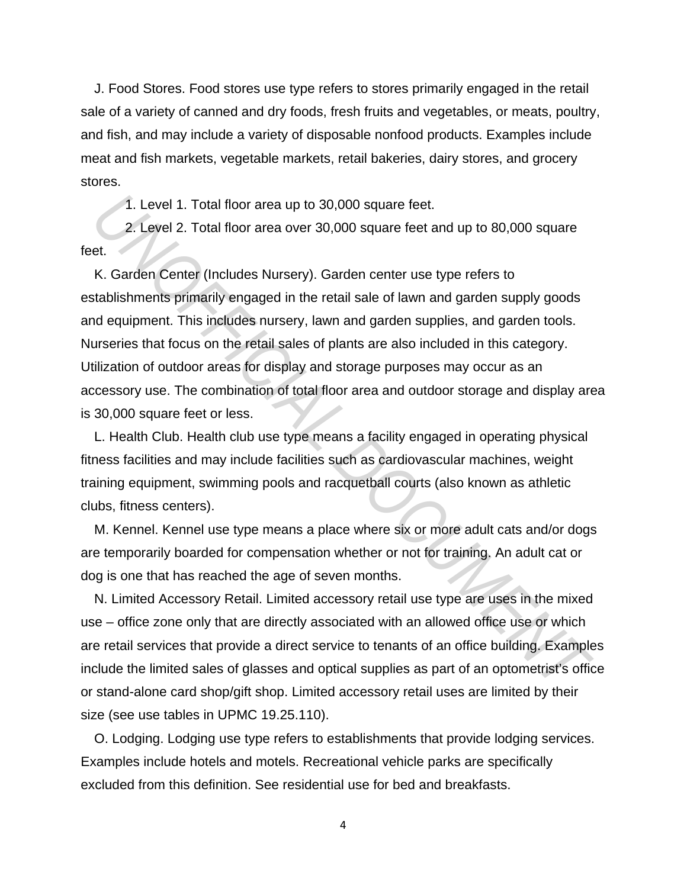J. Food Stores. Food stores use type refers to stores primarily engaged in the retail sale of a variety of canned and dry foods, fresh fruits and vegetables, or meats, poultry, and fish, and may include a variety of disposable nonfood products. Examples include meat and fish markets, vegetable markets, retail bakeries, dairy stores, and grocery stores.

1. Level 1. Total floor area up to 30,000 square feet.

2. Level 2. Total floor area over 30,000 square feet and up to 80,000 square feet.

K. Garden Center (Includes Nursery). Garden center use type refers to establishments primarily engaged in the retail sale of lawn and garden supply goods and equipment. This includes nursery, lawn and garden supplies, and garden tools. Nurseries that focus on the retail sales of plants are also included in this category. Utilization of outdoor areas for display and storage purposes may occur as an accessory use. The combination of total floor area and outdoor storage and display area is 30,000 square feet or less.

L. Health Club. Health club use type means a facility engaged in operating physical fitness facilities and may include facilities such as cardiovascular machines, weight training equipment, swimming pools and racquetball courts (also known as athletic clubs, fitness centers).

M. Kennel. Kennel use type means a place where six or more adult cats and/or dogs are temporarily boarded for compensation whether or not for training. An adult cat or dog is one that has reached the age of seven months.

N. Limited Accessory Retail. Limited accessory retail use type are uses in the mixed use – office zone only that are directly associated with an allowed office use or which are retail services that provide a direct service to tenants of an office building. Examples include the limited sales of glasses and optical supplies as part of an optometrist's office or stand-alone card shop/gift shop. Limited accessory retail uses are limited by their size (see use tables in UPMC 19.25.110).

O. Lodging. Lodging use type refers to establishments that provide lodging services. Examples include hotels and motels. Recreational vehicle parks are specifically excluded from this definition. See residential use for bed and breakfasts.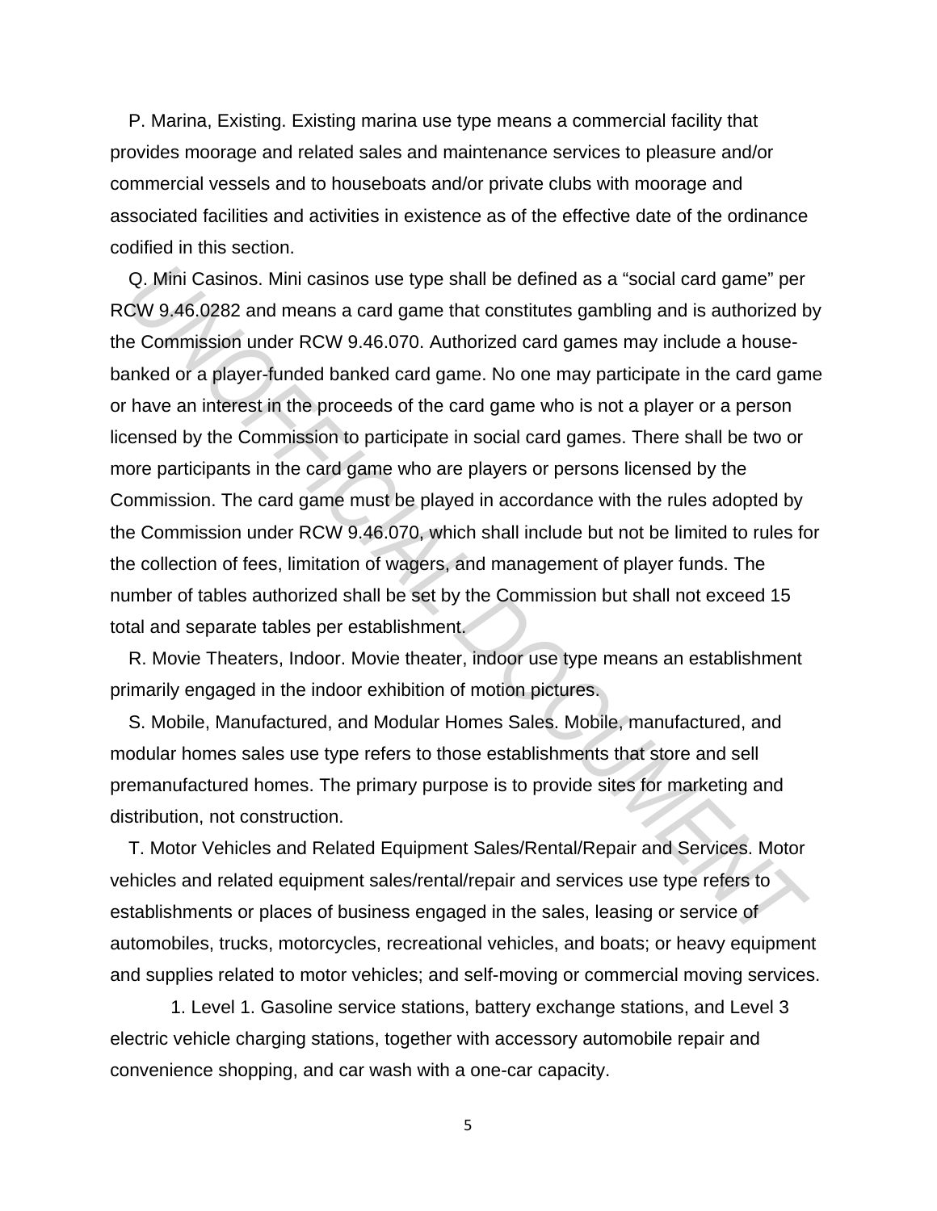P. Marina, Existing. Existing marina use type means a commercial facility that provides moorage and related sales and maintenance services to pleasure and/or commercial vessels and to houseboats and/or private clubs with moorage and associated facilities and activities in existence as of the effective date of the ordinance codified in this section.

Q. Mini Casinos. Mini casinos use type shall be defined as a "social card game" per RCW 9.46.0282 and means a card game that constitutes gambling and is authorized by the Commission under RCW 9.46.070. Authorized card games may include a house-banked or a player-funded banked card game. No one may participate in the card game or have an interest in the proceeds of the card game who is not a player or a person licensed by the Commission to participate in social card games. There shall be two or more participants in the card game who are players or persons licensed by the Commission. The card game must be played in accordance with the rules adopted by the Commission under RCW 9.46.070, which shall include but not be limited to rules for the collection of fees, limitation of wagers, and management of player funds. The number of tables authorized shall be set by the Commission but shall not exceed 15 total and separate tables per establishment.

R. Movie Theaters, Indoor. Movie theater, indoor use type means an establishment primarily engaged in the indoor exhibition of motion pictures.

S. Mobile, Manufactured, and Modular Homes Sales. Mobile, manufactured, and modular homes sales use type refers to those establishments that store and sell premanufactured homes. The primary purpose is to provide sites for marketing and distribution, not construction.

T. Motor Vehicles and Related Equipment Sales/Rental/Repair and Services. Motor vehicles and related equipment sales/rental/repair and services use type refers to establishments or places of business engaged in the sales, leasing or service of automobiles, trucks, motorcycles, recreational vehicles, and boats; or heavy equipment and supplies related to motor vehicles; and self-moving or commercial moving services.

1. Level 1. Gasoline service stations, battery exchange stations, and Level 3 electric vehicle charging stations, together with accessory automobile repair and convenience shopping, and car wash with a one-car capacity.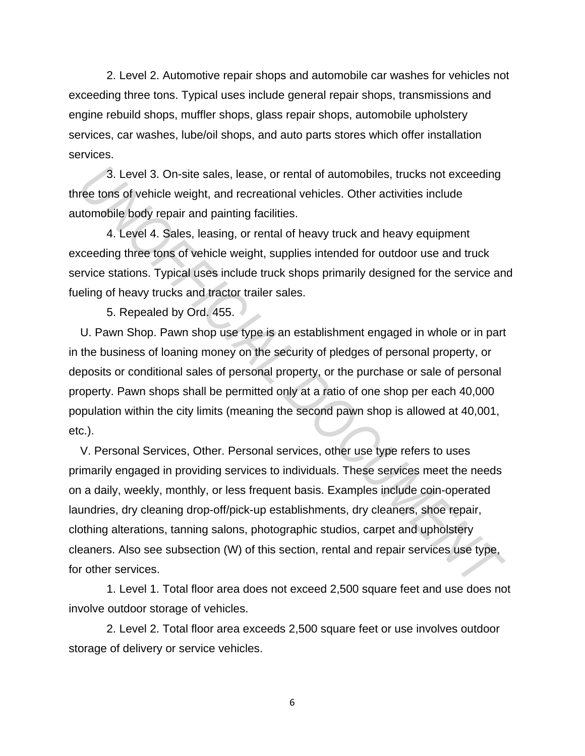2. Level 2. Automotive repair shops and automobile car washes for vehicles not exceeding three tons. Typical uses include general repair shops, transmissions and engine rebuild shops, muffler shops, glass repair shops, automobile upholstery services, car washes, lube/oil shops, and auto parts stores which offer installation services.

3. Level 3. On-site sales, lease, or rental of automobiles, trucks not exceeding three tons of vehicle weight, and recreational vehicles. Other activities include automobile body repair and painting facilities.

4. Level 4. Sales, leasing, or rental of heavy truck and heavy equipment exceeding three tons of vehicle weight, supplies intended for outdoor use and truck service stations. Typical uses include truck shops primarily designed for the service and fueling of heavy trucks and tractor trailer sales.

5. Repealed by Ord. 455.

U. Pawn Shop. Pawn shop use type is an establishment engaged in whole or in part in the business of loaning money on the security of pledges of personal property, or deposits or conditional sales of personal property, or the purchase or sale of personal property. Pawn shops shall be permitted only at a ratio of one shop per each 40,000 population within the city limits (meaning the second pawn shop is allowed at 40,001, etc.).

V. Personal Services, Other. Personal services, other use type refers to uses primarily engaged in providing services to individuals. These services meet the needs on a daily, weekly, monthly, or less frequent basis. Examples include coin-operated laundries, dry cleaning drop-off/pick-up establishments, dry cleaners, shoe repair, clothing alterations, tanning salons, photographic studios, carpet and upholstery cleaners. Also see subsection (W) of this section, rental and repair services use type, for other services.

1. Level 1. Total floor area does not exceed 2,500 square feet and use does not involve outdoor storage of vehicles.

2. Level 2. Total floor area exceeds 2,500 square feet or use involves outdoor storage of delivery or service vehicles.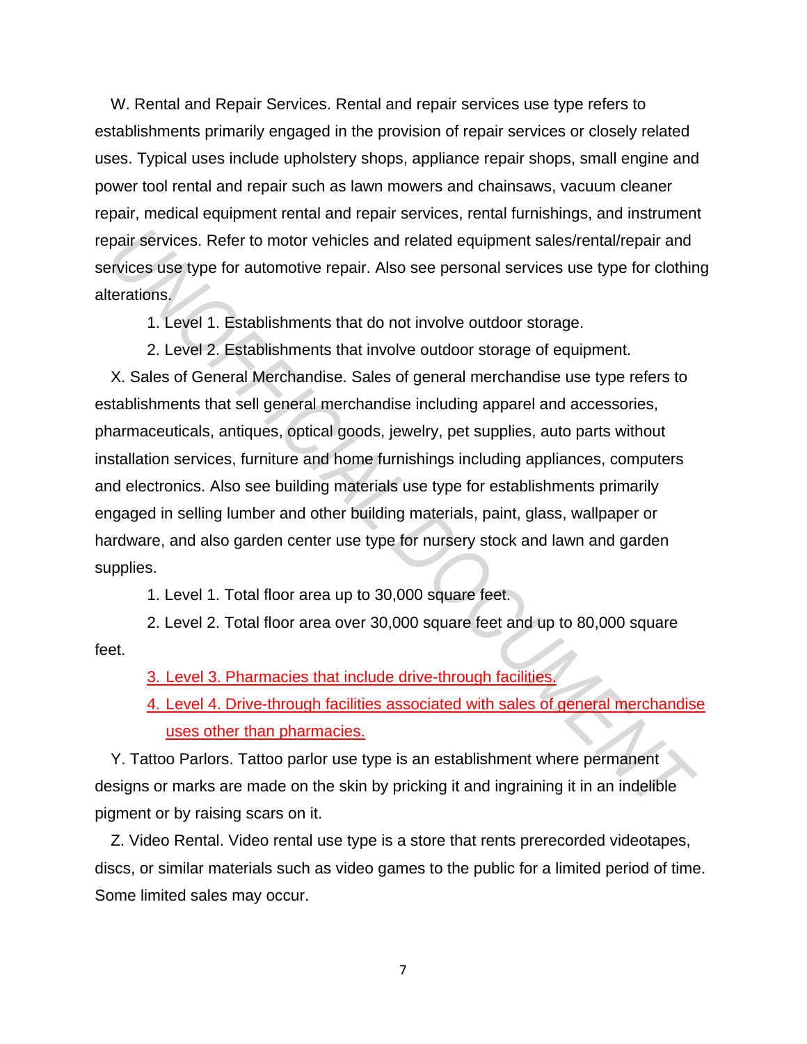W. Rental and Repair Services. Rental and repair services use type refers to establishments primarily engaged in the provision of repair services or closely related uses. Typical uses include upholstery shops, appliance repair shops, small engine and power tool rental and repair such as lawn mowers and chainsaws, vacuum cleaner repair, medical equipment rental and repair services, rental furnishings, and instrument repair services. Refer to motor vehicles and related equipment sales/rental/repair and services use type for automotive repair. Also see personal services use type for clothing alterations.

1. Level 1. Establishments that do not involve outdoor storage.
2. Level 2. Establishments that involve outdoor storage of equipment.

X. Sales of General Merchandise. Sales of general merchandise use type refers to establishments that sell general merchandise including apparel and accessories, pharmaceuticals, antiques, optical goods, jewelry, pet supplies, auto parts without installation services, furniture and home furnishings including appliances, computers and electronics. Also see building materials use type for establishments primarily engaged in selling lumber and other building materials, paint, glass, wallpaper or hardware, and also garden center use type for nursery stock and lawn and garden supplies.

1. Level 1. Total floor area up to 30,000 square feet.
2. Level 2. Total floor area over 30,000 square feet and up to 80,000 square feet.
3. Level 3. Pharmacies that include drive-through facilities.
4. Level 4. Drive-through facilities associated with sales of general merchandise uses other than pharmacies.

Y. Tattoo Parlors. Tattoo parlor use type is an establishment where permanent designs or marks are made on the skin by pricking it and ingraining it in an indelible pigment or by raising scars on it.

Z. Video Rental. Video rental use type is a store that rents prerecorded videotapes, discs, or similar materials such as video games to the public for a limited period of time. Some limited sales may occur.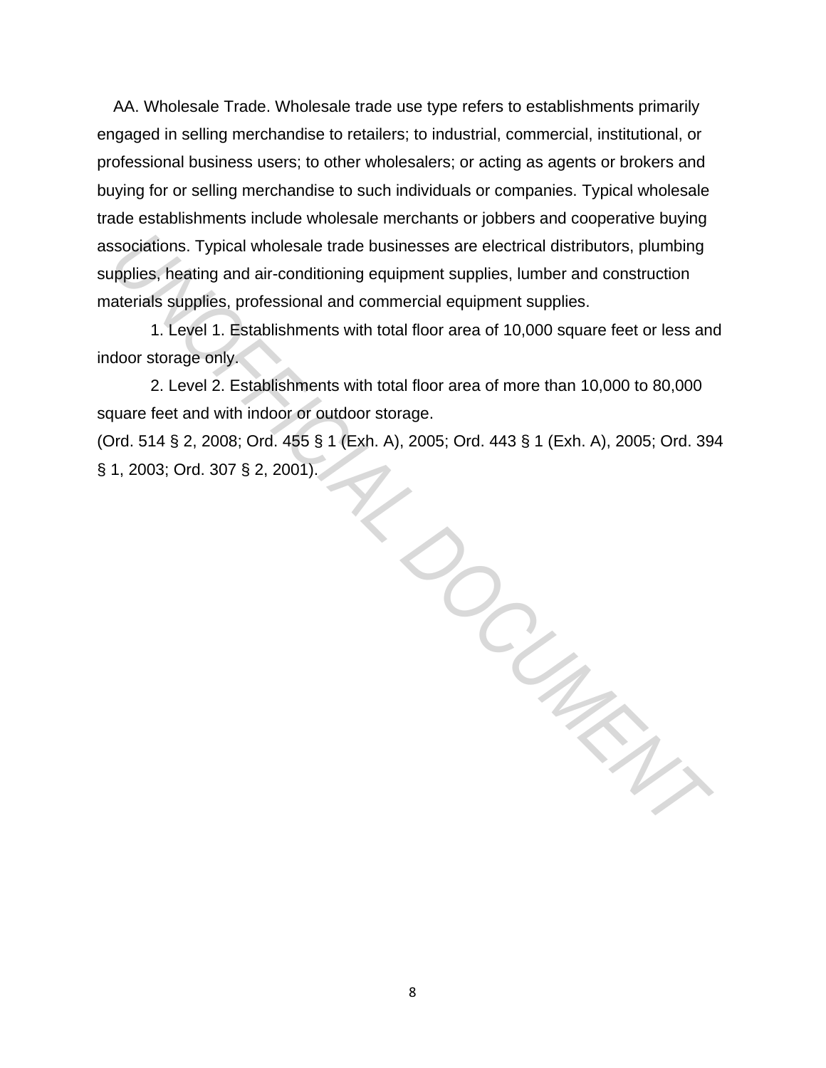AA. Wholesale Trade. Wholesale trade use type refers to establishments primarily engaged in selling merchandise to retailers; to industrial, commercial, institutional, or professional business users; to other wholesalers; or acting as agents or brokers and buying for or selling merchandise to such individuals or companies. Typical wholesale trade establishments include wholesale merchants or jobbers and cooperative buying associations. Typical wholesale trade businesses are electrical distributors, plumbing supplies, heating and air-conditioning equipment supplies, lumber and construction materials supplies, professional and commercial equipment supplies.

1. Level 1. Establishments with total floor area of 10,000 square feet or less and indoor storage only.

2. Level 2. Establishments with total floor area of more than 10,000 to 80,000 square feet and with indoor or outdoor storage.

(Ord. 514 § 2, 2008; Ord. 455 § 1 (Exh. A), 2005; Ord. 443 § 1 (Exh. A), 2005; Ord. 394 § 1, 2003; Ord. 307 § 2, 2001).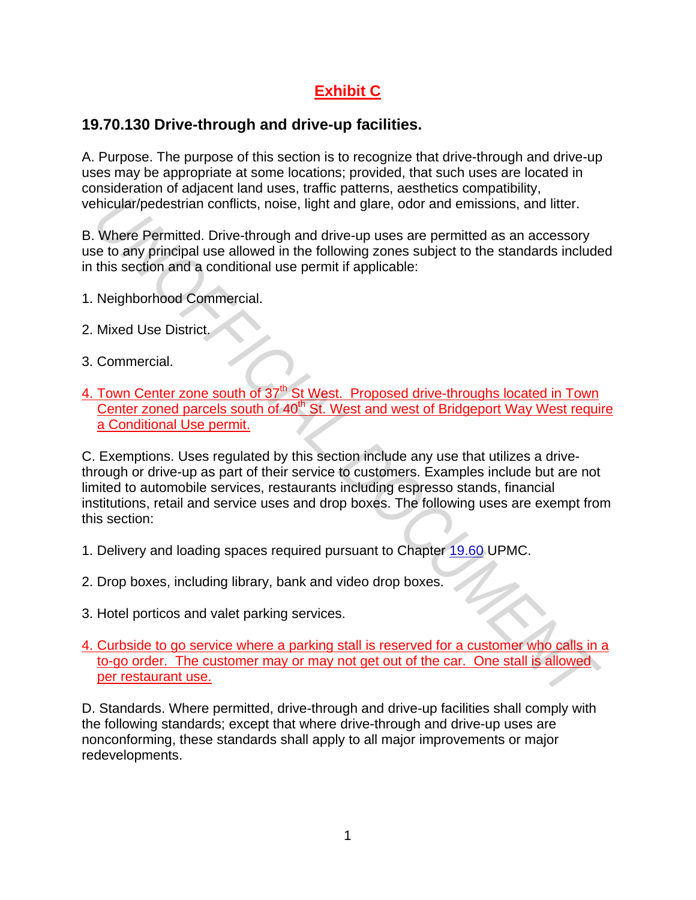## Exhibit C

### 19.70.130 Drive-through and drive-up facilities.

A. Purpose. The purpose of this section is to recognize that drive-through and drive-up uses may be appropriate at some locations; provided, that such uses are located in consideration of adjacent land uses, traffic patterns, aesthetics compatibility, vehicular/pedestrian conflicts, noise, light and glare, odor and emissions, and litter.

B. Where Permitted. Drive-through and drive-up uses are permitted as an accessory use to any principal use allowed in the following zones subject to the standards included in this section and a conditional use permit if applicable:

1. Neighborhood Commercial.

2. Mixed Use District.

3. Commercial.

4. Town Center zone south of 37th St West. Proposed drive-throughs located in Town Center zoned parcels south of 40th St. West and west of Bridgeport Way West require a Conditional Use permit.

C. Exemptions. Uses regulated by this section include any use that utilizes a drive-through or drive-up as part of their service to customers. Examples include but are not limited to automobile services, restaurants including espresso stands, financial institutions, retail and service uses and drop boxes. The following uses are exempt from this section:

1. Delivery and loading spaces required pursuant to Chapter 19.60 UPMC.

2. Drop boxes, including library, bank and video drop boxes.

3. Hotel porticos and valet parking services.

4. Curbside to go service where a parking stall is reserved for a customer who calls in a to-go order. The customer may or may not get out of the car. One stall is allowed per restaurant use.

D. Standards. Where permitted, drive-through and drive-up facilities shall comply with the following standards; except that where drive-through and drive-up uses are nonconforming, these standards shall apply to all major improvements or major redevelopments.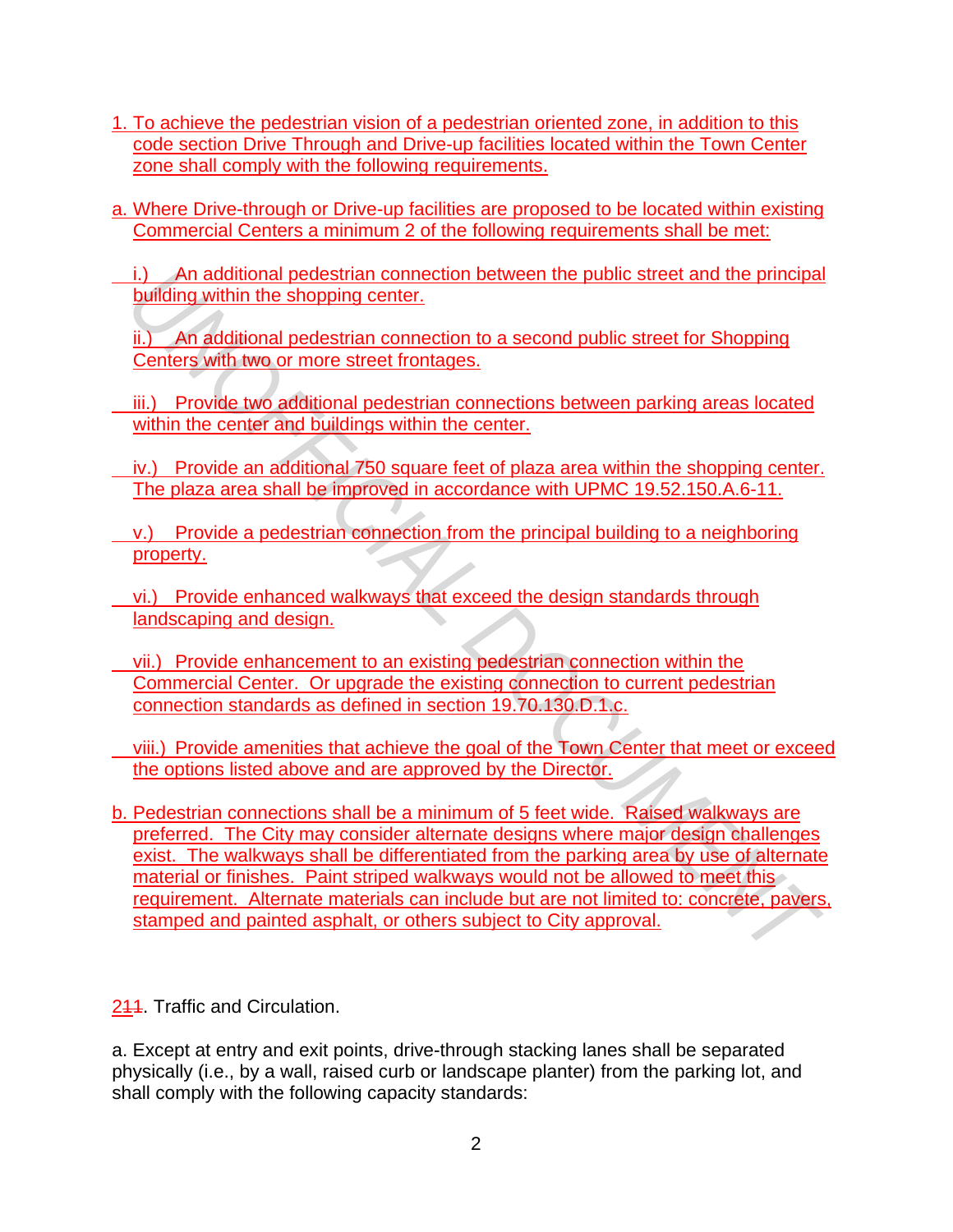1. To achieve the pedestrian vision of a pedestrian oriented zone, in addition to this code section Drive Through and Drive-up facilities located within the Town Center zone shall comply with the following requirements.

a. Where Drive-through or Drive-up facilities are proposed to be located within existing Commercial Centers a minimum 2 of the following requirements shall be met:

i.) An additional pedestrian connection between the public street and the principal building within the shopping center.

ii.) An additional pedestrian connection to a second public street for Shopping Centers with two or more street frontages.

iii.) Provide two additional pedestrian connections between parking areas located within the center and buildings within the center.

iv.) Provide an additional 750 square feet of plaza area within the shopping center. The plaza area shall be improved in accordance with UPMC 19.52.150.A.6-11.

v.) Provide a pedestrian connection from the principal building to a neighboring property.

vi.) Provide enhanced walkways that exceed the design standards through landscaping and design.

vii.) Provide enhancement to an existing pedestrian connection within the Commercial Center. Or upgrade the existing connection to current pedestrian connection standards as defined in section 19.70.130.D.1.c.

viii.) Provide amenities that achieve the goal of the Town Center that meet or exceed the options listed above and are approved by the Director.

b. Pedestrian connections shall be a minimum of 5 feet wide. Raised walkways are preferred. The City may consider alternate designs where major design challenges exist. The walkways shall be differentiated from the parking area by use of alternate material or finishes. Paint striped walkways would not be allowed to meet this requirement. Alternate materials can include but are not limited to: concrete, pavers, stamped and painted asphalt, or others subject to City approval.

2~~1~~1. Traffic and Circulation.

a. Except at entry and exit points, drive-through stacking lanes shall be separated physically (i.e., by a wall, raised curb or landscape planter) from the parking lot, and shall comply with the following capacity standards: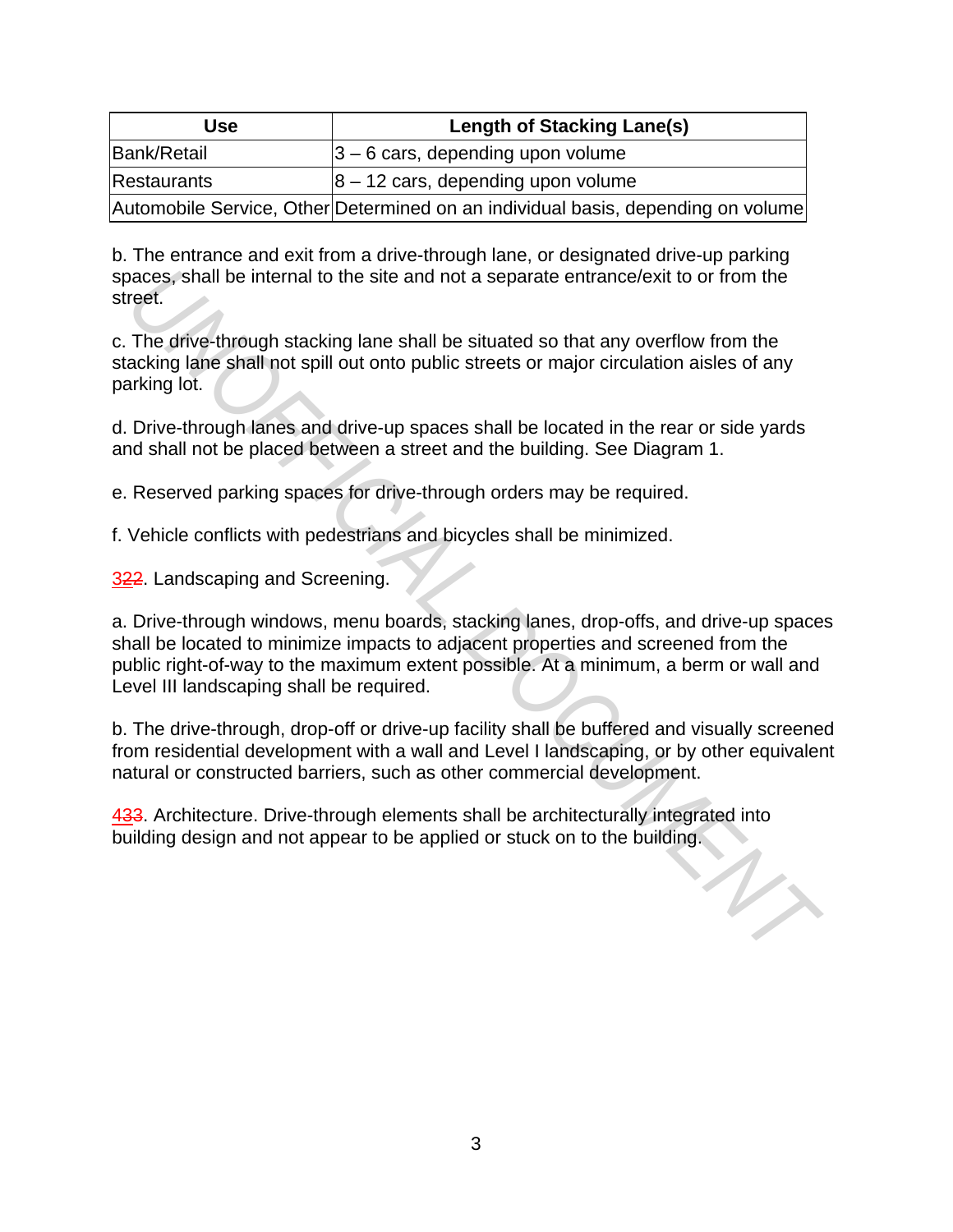| Use | Length of Stacking Lane(s) |
|---|---|
| Bank/Retail | 3 – 6 cars, depending upon volume |
| Restaurants | 8 – 12 cars, depending upon volume |
| Automobile Service, Other | Determined on an individual basis, depending on volume |

b. The entrance and exit from a drive-through lane, or designated drive-up parking spaces, shall be internal to the site and not a separate entrance/exit to or from the street.

c. The drive-through stacking lane shall be situated so that any overflow from the stacking lane shall not spill out onto public streets or major circulation aisles of any parking lot.

d. Drive-through lanes and drive-up spaces shall be located in the rear or side yards and shall not be placed between a street and the building. See Diagram 1.

e. Reserved parking spaces for drive-through orders may be required.

f. Vehicle conflicts with pedestrians and bicycles shall be minimized.

322. Landscaping and Screening.

a. Drive-through windows, menu boards, stacking lanes, drop-offs, and drive-up spaces shall be located to minimize impacts to adjacent properties and screened from the public right-of-way to the maximum extent possible. At a minimum, a berm or wall and Level III landscaping shall be required.

b. The drive-through, drop-off or drive-up facility shall be buffered and visually screened from residential development with a wall and Level I landscaping, or by other equivalent natural or constructed barriers, such as other commercial development.

433. Architecture. Drive-through elements shall be architecturally integrated into building design and not appear to be applied or stuck on to the building.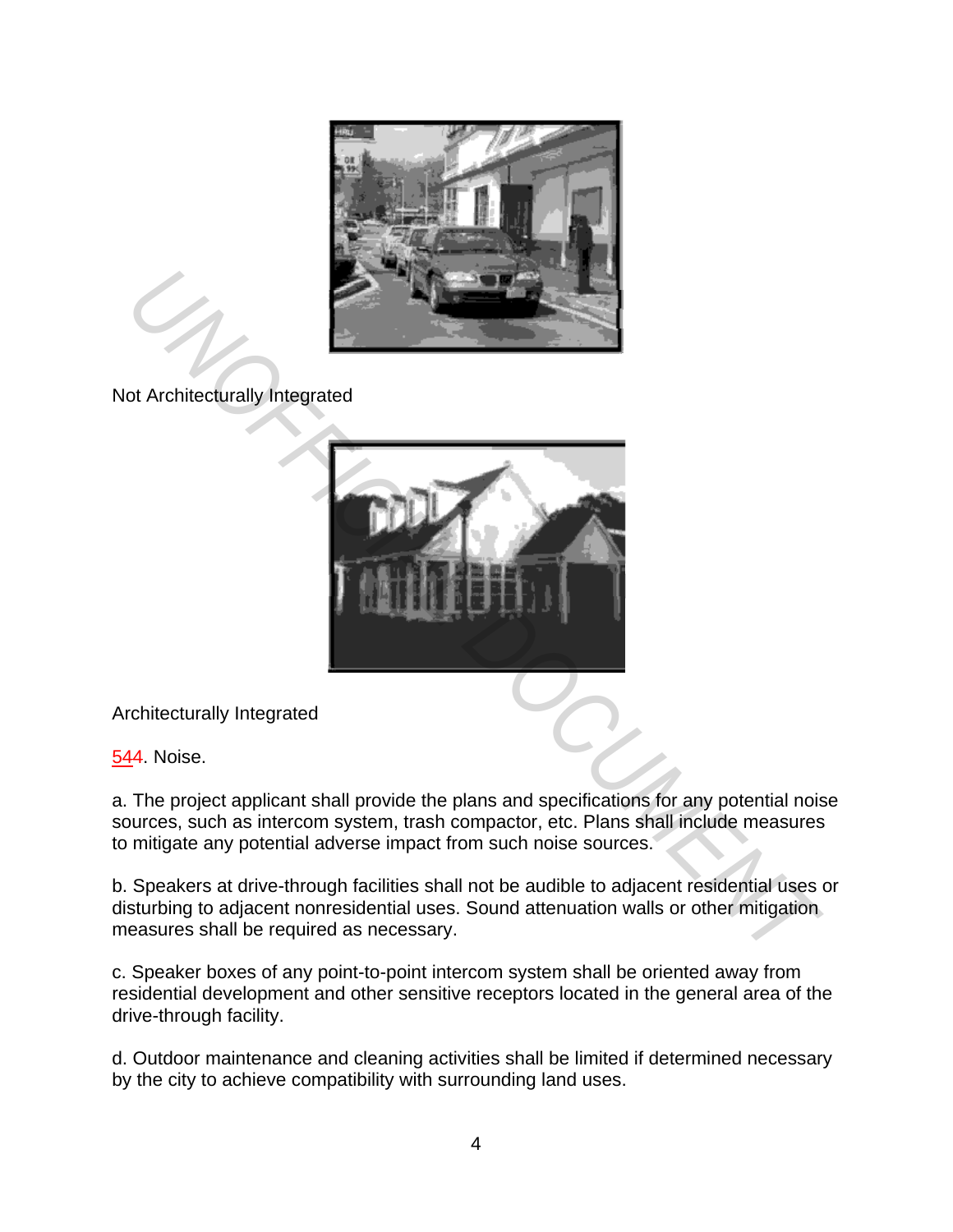Not Architecturally Integrated

Architecturally Integrated

544. Noise.

a. The project applicant shall provide the plans and specifications for any potential noise sources, such as intercom system, trash compactor, etc. Plans shall include measures to mitigate any potential adverse impact from such noise sources.

b. Speakers at drive-through facilities shall not be audible to adjacent residential uses or disturbing to adjacent nonresidential uses. Sound attenuation walls or other mitigation measures shall be required as necessary.

c. Speaker boxes of any point-to-point intercom system shall be oriented away from residential development and other sensitive receptors located in the general area of the drive-through facility.

d. Outdoor maintenance and cleaning activities shall be limited if determined necessary by the city to achieve compatibility with surrounding land uses.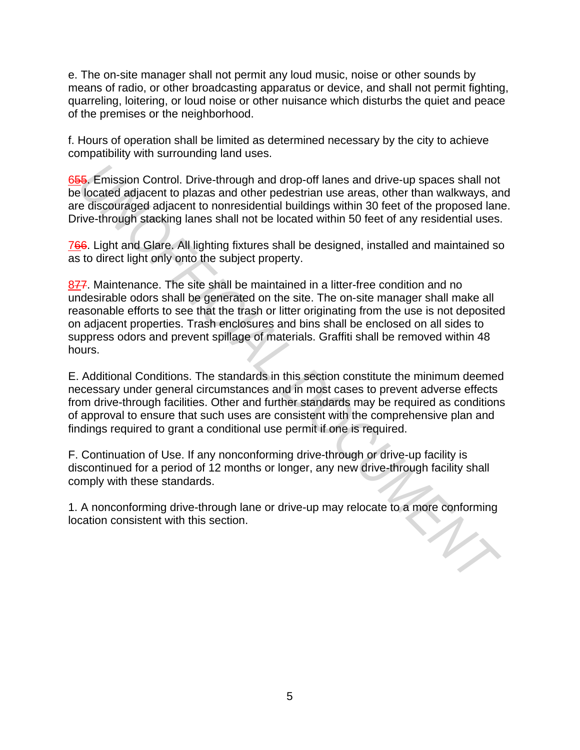e. The on-site manager shall not permit any loud music, noise or other sounds by means of radio, or other broadcasting apparatus or device, and shall not permit fighting, quarreling, loitering, or loud noise or other nuisance which disturbs the quiet and peace of the premises or the neighborhood.

f. Hours of operation shall be limited as determined necessary by the city to achieve compatibility with surrounding land uses.

655. Emission Control. Drive-through and drop-off lanes and drive-up spaces shall not be located adjacent to plazas and other pedestrian use areas, other than walkways, and are discouraged adjacent to nonresidential buildings within 30 feet of the proposed lane. Drive-through stacking lanes shall not be located within 50 feet of any residential uses.

766. Light and Glare. All lighting fixtures shall be designed, installed and maintained so as to direct light only onto the subject property.

877. Maintenance. The site shall be maintained in a litter-free condition and no undesirable odors shall be generated on the site. The on-site manager shall make all reasonable efforts to see that the trash or litter originating from the use is not deposited on adjacent properties. Trash enclosures and bins shall be enclosed on all sides to suppress odors and prevent spillage of materials. Graffiti shall be removed within 48 hours.

E. Additional Conditions. The standards in this section constitute the minimum deemed necessary under general circumstances and in most cases to prevent adverse effects from drive-through facilities. Other and further standards may be required as conditions of approval to ensure that such uses are consistent with the comprehensive plan and findings required to grant a conditional use permit if one is required.

F. Continuation of Use. If any nonconforming drive-through or drive-up facility is discontinued for a period of 12 months or longer, any new drive-through facility shall comply with these standards.

1. A nonconforming drive-through lane or drive-up may relocate to a more conforming location consistent with this section.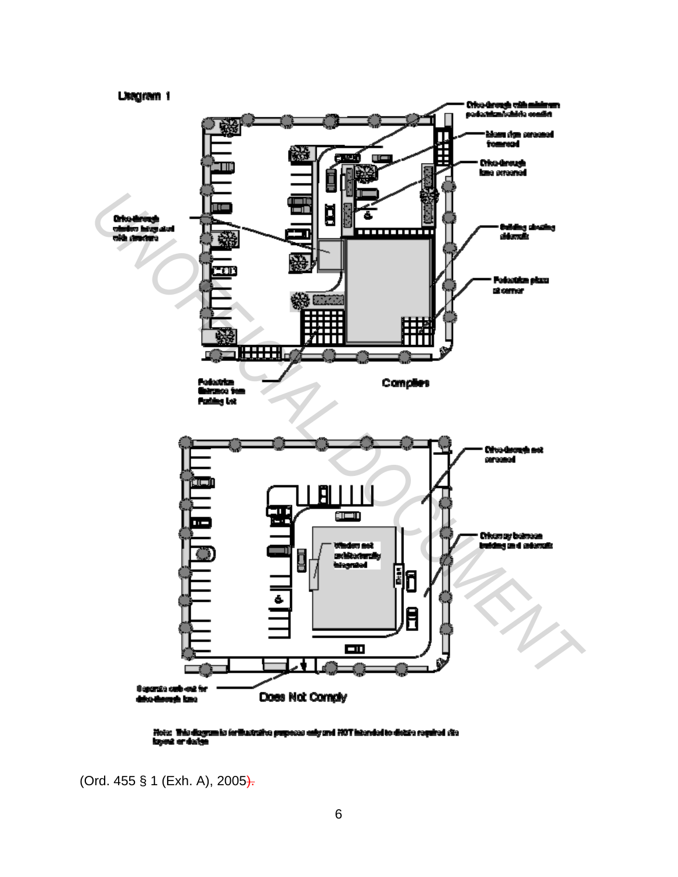Diagram 1

Drive-through with minimum pedestrian/vehicle conflict

Menu sign screened from road

Drive-through lane screened

Drive-through window integrated with structure

Building abutting sidewalk

Pedestrian plaza at corner

Pedestrian Entrance from Parking Lot

Complies

Drive-through not screened

Driveway between building and sidewalk

Window not architecturally integrated

Separate curb-cut for drive-through lane

Does Not Comply

Note: This diagram is for illustrative purposes only and NOT intended to dictate required site layout or design

(Ord. 455 § 1 (Exh. A), 2005).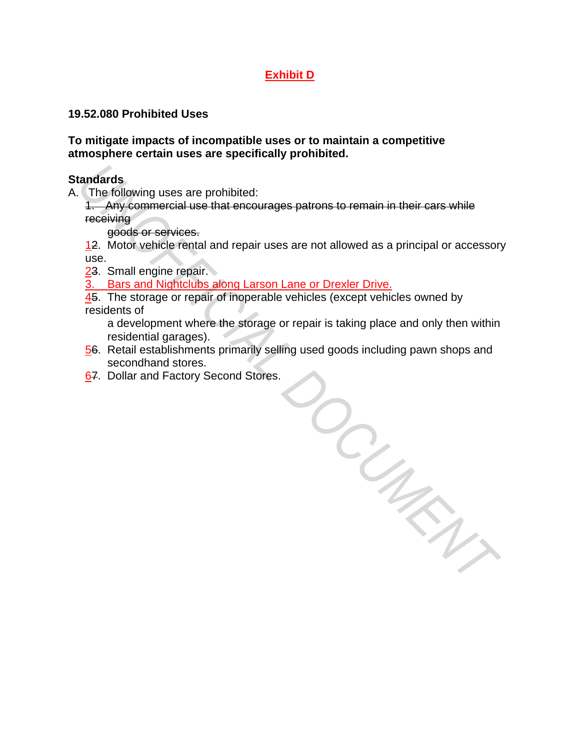# Exhibit D

## 19.52.080 Prohibited Uses

**To mitigate impacts of incompatible uses or to maintain a competitive atmosphere certain uses are specifically prohibited.**

**Standards**

A. The following uses are prohibited:

~~1. Any commercial use that encourages patrons to remain in their cars while receiving goods or services.~~

1~~2~~. Motor vehicle rental and repair uses are not allowed as a principal or accessory use.

2~~3~~. Small engine repair.

3. Bars and Nightclubs along Larson Lane or Drexler Drive.

4~~5~~. The storage or repair of inoperable vehicles (except vehicles owned by residents of a development where the storage or repair is taking place and only then within residential garages).

5~~6~~. Retail establishments primarily selling used goods including pawn shops and secondhand stores.

6~~7~~. Dollar and Factory Second Stores.